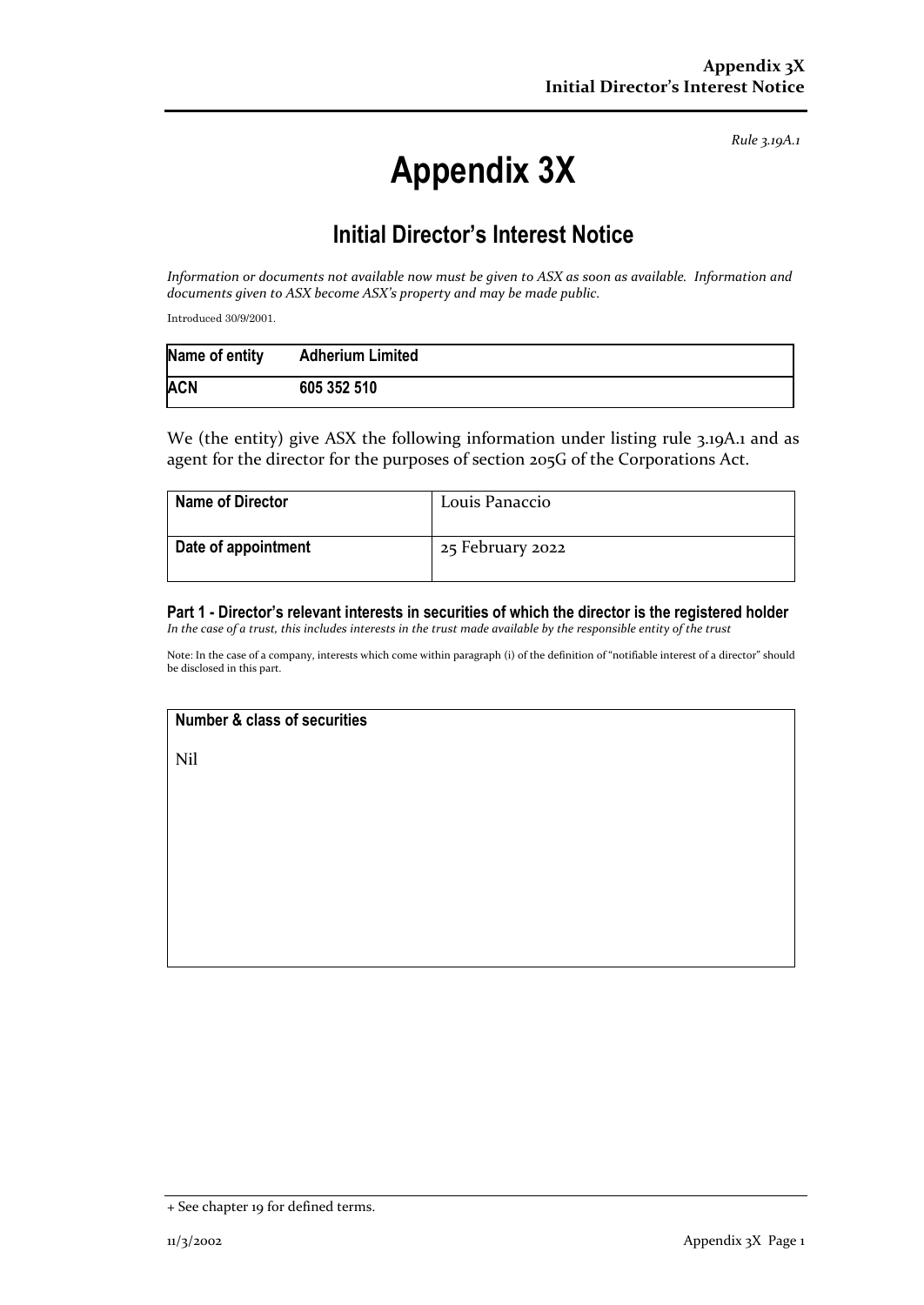*Rule 3.19A.1*

# Appendix 3X

## Initial Director's Interest Notice

*Information or documents not available now must be given to ASX as soon as available. Information and documents given to ASX become ASX's property and may be made public.*

Introduced 30/9/2001.

| Name of entity | Adherium Limited |
|---|---|
| **ACN** | **605 352 510** |

We (the entity) give ASX the following information under listing rule 3.19A.1 and as agent for the director for the purposes of section 205G of the Corporations Act.

| Name of Director | Louis Panaccio |
|---|---|
| **Date of appointment** | 25 February 2022 |

### Part 1 - Director's relevant interests in securities of which the director is the registered holder

*In the case of a trust, this includes interests in the trust made available by the responsible entity of the trust*

Note: In the case of a company, interests which come within paragraph (i) of the definition of "notifiable interest of a director" should be disclosed in this part.

| Number & class of securities |
|---|
| Nil |

+ See chapter 19 for defined terms.

11/3/2002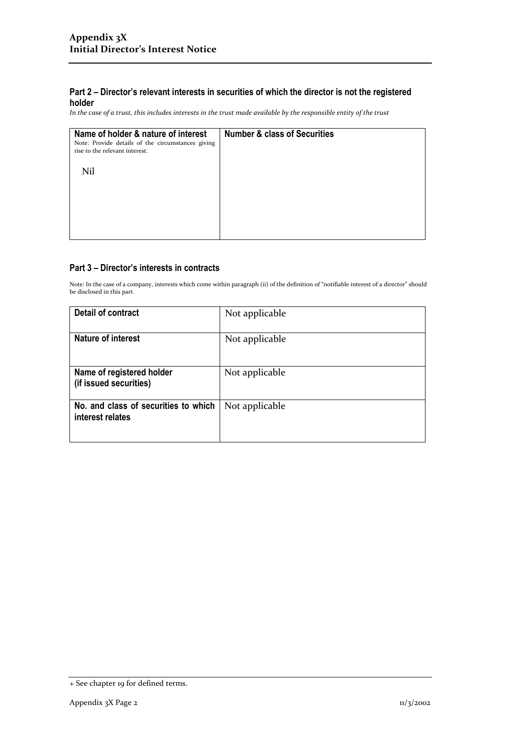## Part 2 – Director's relevant interests in securities of which the director is not the registered holder

*In the case of a trust, this includes interests in the trust made available by the responsible entity of the trust*

| Name of holder & nature of interest<br>Note: Provide details of the circumstances giving rise to the relevant interest. | Number & class of Securities |
|---|---|
| Nil | |

## Part 3 – Director's interests in contracts

Note: In the case of a company, interests which come within paragraph (ii) of the definition of "notifiable interest of a director" should be disclosed in this part.

| | |
|---|---|
| **Detail of contract** | Not applicable |
| **Nature of interest** | Not applicable |
| **Name of registered holder (if issued securities)** | Not applicable |
| **No. and class of securities to which interest relates** | Not applicable |

+ See chapter 19 for defined terms.